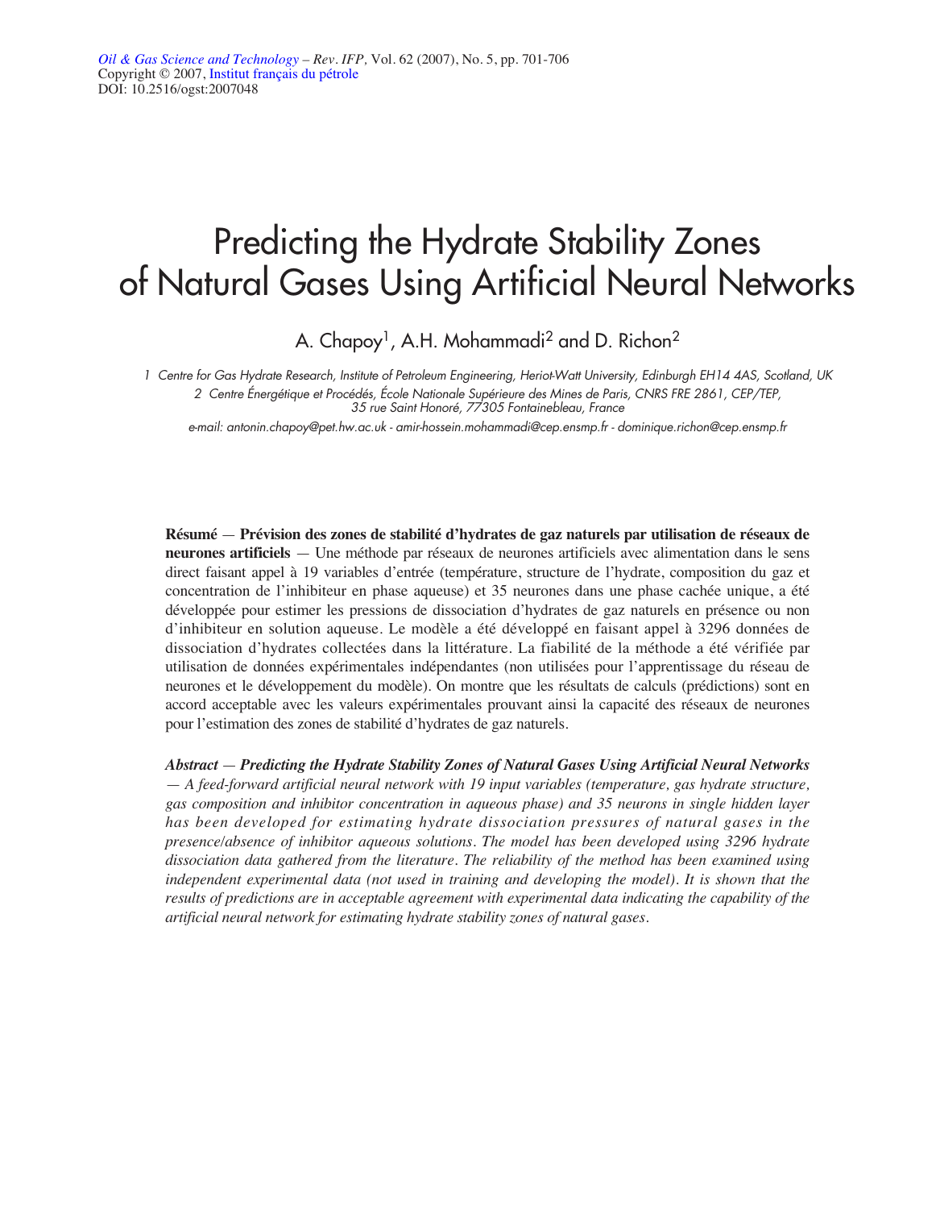*Oil & Gas Science and Technology* – *Rev. IFP*, Vol. 62 (2007), No. 5, pp. 701-706
Copyright © 2007, Institut français du pétrole
DOI: 10.2516/ogst:2007048

# Predicting the Hydrate Stability Zones of Natural Gases Using Artificial Neural Networks

A. Chapoy[1], A.H. Mohammadi[2] and D. Richon[2]

*1 Centre for Gas Hydrate Research, Institute of Petroleum Engineering, Heriot-Watt University, Edinburgh EH14 4AS, Scotland, UK*
*2 Centre Énergétique et Procédés, École Nationale Supérieure des Mines de Paris, CNRS FRE 2861, CEP/TEP, 35 rue Saint Honoré, 77305 Fontainebleau, France*

*e-mail: antonin.chapoy@pet.hw.ac.uk - amir-hossein.mohammadi@cep.ensmp.fr - dominique.richon@cep.ensmp.fr*

**Résumé** — **Prévision des zones de stabilité d'hydrates de gaz naturels par utilisation de réseaux de neurones artificiels** — Une méthode par réseaux de neurones artificiels avec alimentation dans le sens direct faisant appel à 19 variables d'entrée (température, structure de l'hydrate, composition du gaz et concentration de l'inhibiteur en phase aqueuse) et 35 neurones dans une phase cachée unique, a été développée pour estimer les pressions de dissociation d'hydrates de gaz naturels en présence ou non d'inhibiteur en solution aqueuse. Le modèle a été développé en faisant appel à 3296 données de dissociation d'hydrates collectées dans la littérature. La fiabilité de la méthode a été vérifiée par utilisation de données expérimentales indépendantes (non utilisées pour l'apprentissage du réseau de neurones et le développement du modèle). On montre que les résultats de calculs (prédictions) sont en accord acceptable avec les valeurs expérimentales prouvant ainsi la capacité des réseaux de neurones pour l'estimation des zones de stabilité d'hydrates de gaz naturels.

***Abstract*** — ***Predicting the Hydrate Stability Zones of Natural Gases Using Artificial Neural Networks*** — *A feed-forward artificial neural network with 19 input variables (temperature, gas hydrate structure, gas composition and inhibitor concentration in aqueous phase) and 35 neurons in single hidden layer has been developed for estimating hydrate dissociation pressures of natural gases in the presence/absence of inhibitor aqueous solutions. The model has been developed using 3296 hydrate dissociation data gathered from the literature. The reliability of the method has been examined using independent experimental data (not used in training and developing the model). It is shown that the results of predictions are in acceptable agreement with experimental data indicating the capability of the artificial neural network for estimating hydrate stability zones of natural gases.*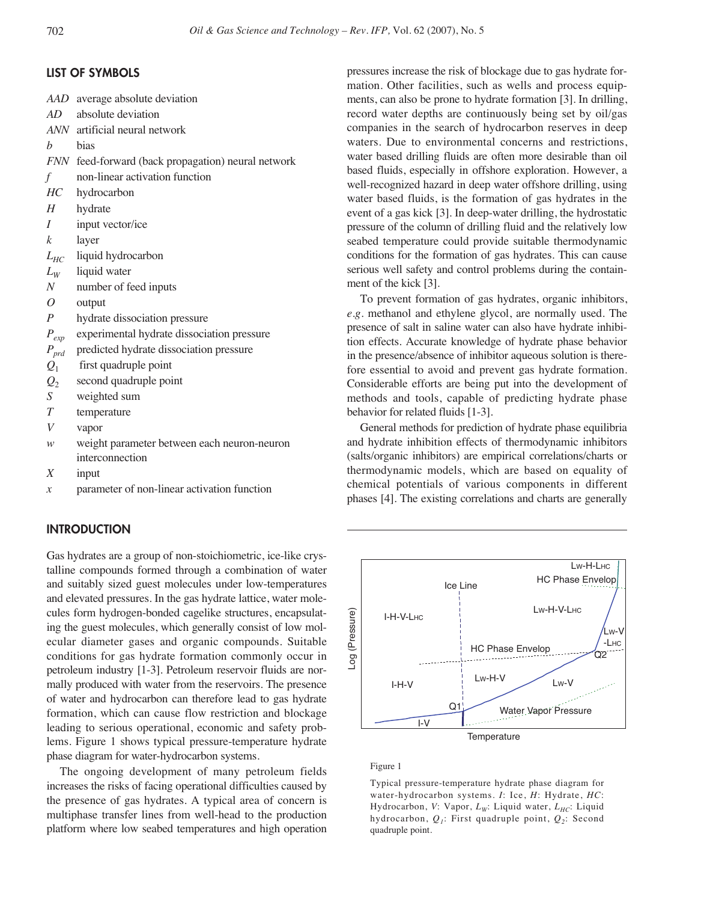## LIST OF SYMBOLS

- *AAD* average absolute deviation
- *AD* absolute deviation
- *ANN* artificial neural network
- $b$ bias
- *FNN* feed-forward (back propagation) neural network
- $f$ non-linear activation function
- *HC* hydrocarbon
- $H$ hydrate
- $I$ input vector/ice
- $k$ layer
- $L_{HC}$ liquid hydrocarbon
- $L_W$ liquid water
- $N$ number of feed inputs
- $O$ output
- $P$ hydrate dissociation pressure
- $P_{exp}$ experimental hydrate dissociation pressure
- $P_{prd}$ predicted hydrate dissociation pressure
- $Q_1$ first quadruple point
- $Q_2$ second quadruple point
- $S$ weighted sum
- $T$ temperature
- $V$ vapor
- $w$ weight parameter between each neuron-neuron interconnection
- $X$ input
- $x$ parameter of non-linear activation function

## INTRODUCTION

Gas hydrates are a group of non-stoichiometric, ice-like crystalline compounds formed through a combination of water and suitably sized guest molecules under low-temperatures and elevated pressures. In the gas hydrate lattice, water molecules form hydrogen-bonded cagelike structures, encapsulating the guest molecules, which generally consist of low molecular diameter gases and organic compounds. Suitable conditions for gas hydrate formation commonly occur in petroleum industry [1-3]. Petroleum reservoir fluids are normally produced with water from the reservoirs. The presence of water and hydrocarbon can therefore lead to gas hydrate formation, which can cause flow restriction and blockage leading to serious operational, economic and safety problems. Figure 1 shows typical pressure-temperature hydrate phase diagram for water-hydrocarbon systems.

The ongoing development of many petroleum fields increases the risks of facing operational difficulties caused by the presence of gas hydrates. A typical area of concern is multiphase transfer lines from well-head to the production platform where low seabed temperatures and high operation pressures increase the risk of blockage due to gas hydrate formation. Other facilities, such as wells and process equipments, can also be prone to hydrate formation [3]. In drilling, record water depths are continuously being set by oil/gas companies in the search of hydrocarbon reserves in deep waters. Due to environmental concerns and restrictions, water based drilling fluids are often more desirable than oil based fluids, especially in offshore exploration. However, a well-recognized hazard in deep water offshore drilling, using water based fluids, is the formation of gas hydrates in the event of a gas kick [3]. In deep-water drilling, the hydrostatic pressure of the column of drilling fluid and the relatively low seabed temperature could provide suitable thermodynamic conditions for the formation of gas hydrates. This can cause serious well safety and control problems during the containment of the kick [3].

To prevent formation of gas hydrates, organic inhibitors, *e.g.* methanol and ethylene glycol, are normally used. The presence of salt in saline water can also have hydrate inhibition effects. Accurate knowledge of hydrate phase behavior in the presence/absence of inhibitor aqueous solution is therefore essential to avoid and prevent gas hydrate formation. Considerable efforts are being put into the development of methods and tools, capable of predicting hydrate phase behavior for related fluids [1-3].

General methods for prediction of hydrate phase equilibria and hydrate inhibition effects of thermodynamic inhibitors (salts/organic inhibitors) are empirical correlations/charts or thermodynamic models, which are based on equality of chemical potentials of various components in different phases [4]. The existing correlations and charts are generally

Lw-H-LHC
HC Phase Envelop
Ice Line
I-H-V-LHC
Lw-H-V-LHC
Lw-V-LHC
HC Phase Envelop
Q2
Log (Pressure)
I-H-V
Lw-H-V
Lw-V
Q1
Water Vapor Pressure
I-V
Temperature

Figure 1

Typical pressure-temperature hydrate phase diagram for water-hydrocarbon systems. *I*: Ice, *H*: Hydrate, *HC*: Hydrocarbon, *V*: Vapor, $L_W$: Liquid water, $L_{HC}$: Liquid hydrocarbon, $Q_1$: First quadruple point, $Q_2$: Second quadruple point.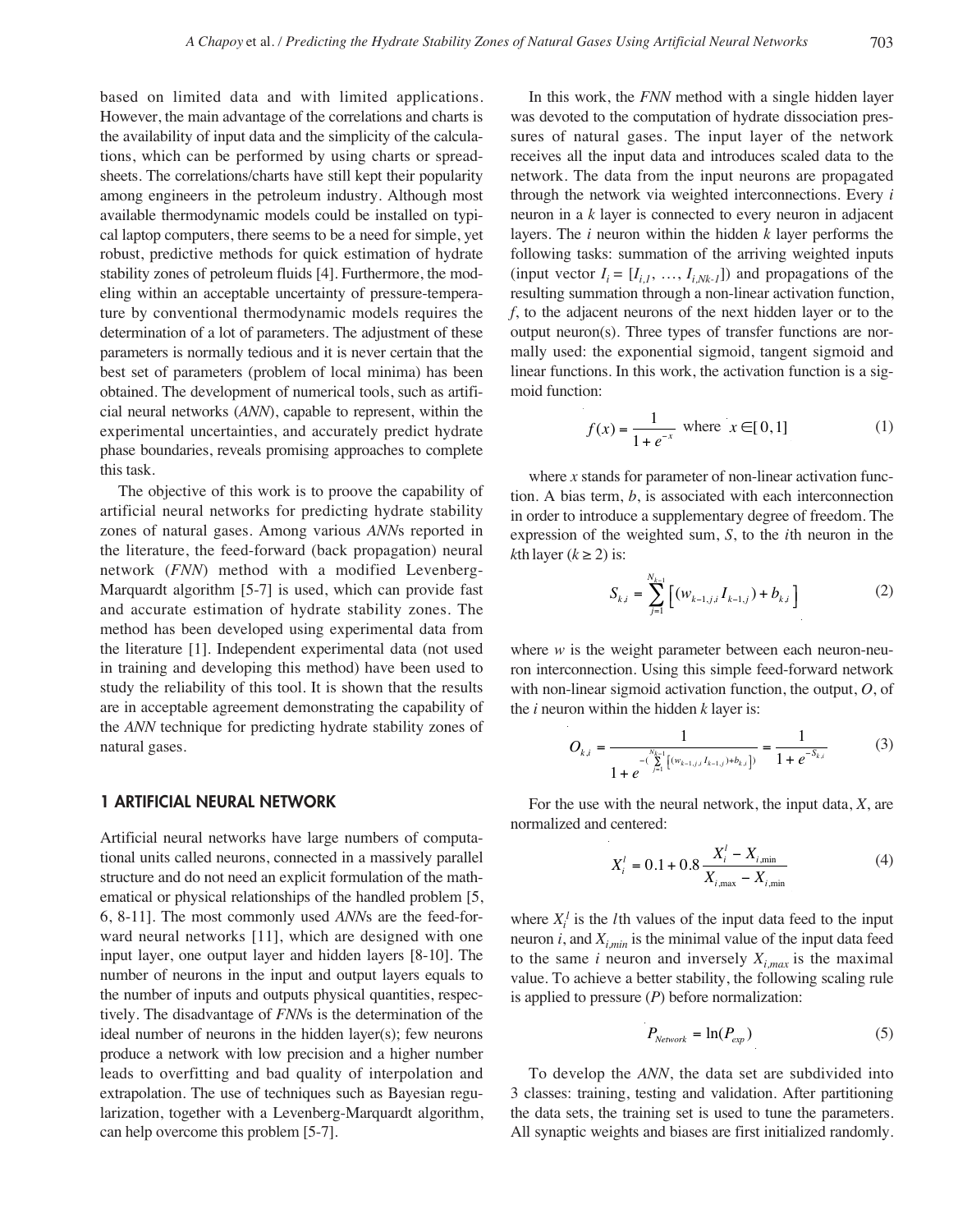based on limited data and with limited applications. However, the main advantage of the correlations and charts is the availability of input data and the simplicity of the calculations, which can be performed by using charts or spreadsheets. The correlations/charts have still kept their popularity among engineers in the petroleum industry. Although most available thermodynamic models could be installed on typical laptop computers, there seems to be a need for simple, yet robust, predictive methods for quick estimation of hydrate stability zones of petroleum fluids [4]. Furthermore, the modeling within an acceptable uncertainty of pressure-temperature by conventional thermodynamic models requires the determination of a lot of parameters. The adjustment of these parameters is normally tedious and it is never certain that the best set of parameters (problem of local minima) has been obtained. The development of numerical tools, such as artificial neural networks (*ANN*), capable to represent, within the experimental uncertainties, and accurately predict hydrate phase boundaries, reveals promising approaches to complete this task.

The objective of this work is to proove the capability of artificial neural networks for predicting hydrate stability zones of natural gases. Among various *ANN*s reported in the literature, the feed-forward (back propagation) neural network (*FNN*) method with a modified Levenberg-Marquardt algorithm [5-7] is used, which can provide fast and accurate estimation of hydrate stability zones. The method has been developed using experimental data from the literature [1]. Independent experimental data (not used in training and developing this method) have been used to study the reliability of this tool. It is shown that the results are in acceptable agreement demonstrating the capability of the *ANN* technique for predicting hydrate stability zones of natural gases.

## 1 ARTIFICIAL NEURAL NETWORK

Artificial neural networks have large numbers of computational units called neurons, connected in a massively parallel structure and do not need an explicit formulation of the mathematical or physical relationships of the handled problem [5, 6, 8-11]. The most commonly used *ANN*s are the feed-forward neural networks [11], which are designed with one input layer, one output layer and hidden layers [8-10]. The number of neurons in the input and output layers equals to the number of inputs and outputs physical quantities, respectively. The disadvantage of *FNN*s is the determination of the ideal number of neurons in the hidden layer(s); few neurons produce a network with low precision and a higher number leads to overfitting and bad quality of interpolation and extrapolation. The use of techniques such as Bayesian regularization, together with a Levenberg-Marquardt algorithm, can help overcome this problem [5-7].

In this work, the *FNN* method with a single hidden layer was devoted to the computation of hydrate dissociation pressures of natural gases. The input layer of the network receives all the input data and introduces scaled data to the network. The data from the input neurons are propagated through the network via weighted interconnections. Every $i$ neuron in a $k$ layer is connected to every neuron in adjacent layers. The $i$ neuron within the hidden $k$ layer performs the following tasks: summation of the arriving weighted inputs (input vector $I_i = [I_{i,1}, \ldots, I_{i,Nk-1}]$) and propagations of the resulting summation through a non-linear activation function, $f$, to the adjacent neurons of the next hidden layer or to the output neuron(s). Three types of transfer functions are normally used: the exponential sigmoid, tangent sigmoid and linear functions. In this work, the activation function is a sigmoid function:

$$f(x) = \frac{1}{1 + e^{-x}} \quad \text{where} \quad x \in [0, 1] \tag{1}$$

where $x$ stands for parameter of non-linear activation function. A bias term, $b$, is associated with each interconnection in order to introduce a supplementary degree of freedom. The expression of the weighted sum, $S$, to the $i$th neuron in the $k$th layer ($k \geq 2$) is:

$$S_{k,i} = \sum_{j=1}^{N_{k-1}} \left[ (w_{k-1,j,i} I_{k-1,j}) + b_{k,i} \right] \tag{2}$$

where $w$ is the weight parameter between each neuron-neuron interconnection. Using this simple feed-forward network with non-linear sigmoid activation function, the output, $O$, of the $i$ neuron within the hidden $k$ layer is:

$$O_{k,i} = \frac{1}{1 + e^{-\left( \sum_{j=1}^{N_{k-1}} \left[ (w_{k-1,j,i} I_{k-1,j}) + b_{k,i} \right] \right)}} = \frac{1}{1 + e^{-S_{k,i}}} \tag{3}$$

For the use with the neural network, the input data, $X$, are normalized and centered:

$$X_i^l = 0.1 + 0.8 \frac{X_i^l - X_{i,\min}}{X_{i,\max} - X_{i,\min}} \tag{4}$$

where $X_i^l$ is the $l$th values of the input data feed to the input neuron $i$, and $X_{i,min}$ is the minimal value of the input data feed to the same $i$ neuron and inversely $X_{i,max}$ is the maximal value. To achieve a better stability, the following scaling rule is applied to pressure ($P$) before normalization:

$$P_{Network} = \ln(P_{exp}) \tag{5}$$

To develop the *ANN*, the data set are subdivided into 3 classes: training, testing and validation. After partitioning the data sets, the training set is used to tune the parameters. All synaptic weights and biases are first initialized randomly.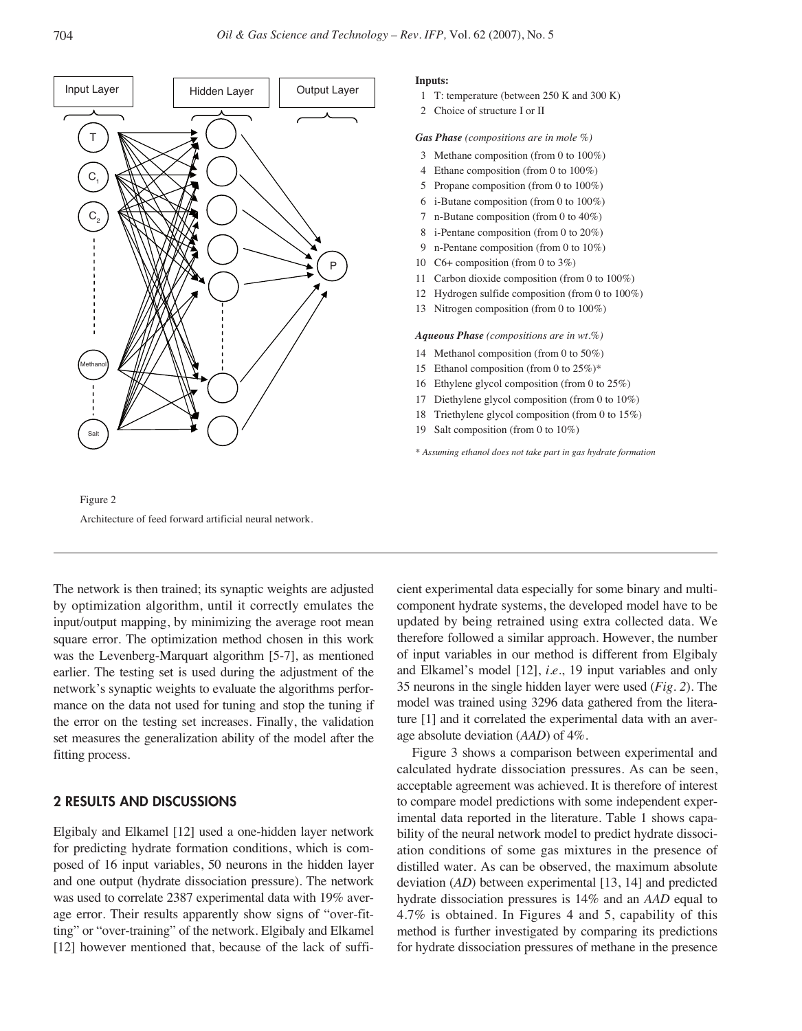**Inputs:**

1 T: temperature (between 250 K and 300 K)
2 Choice of structure I or II

***Gas Phase*** *(compositions are in mole %)*

3 Methane composition (from 0 to 100%)
4 Ethane composition (from 0 to 100%)
5 Propane composition (from 0 to 100%)
6 i-Butane composition (from 0 to 100%)
7 n-Butane composition (from 0 to 40%)
8 i-Pentane composition (from 0 to 20%)
9 n-Pentane composition (from 0 to 10%)
10 C6+ composition (from 0 to 3%)
11 Carbon dioxide composition (from 0 to 100%)
12 Hydrogen sulfide composition (from 0 to 100%)
13 Nitrogen composition (from 0 to 100%)

***Aqueous Phase*** *(compositions are in wt.%)*

14 Methanol composition (from 0 to 50%)
15 Ethanol composition (from 0 to 25%)*
16 Ethylene glycol composition (from 0 to 25%)
17 Diethylene glycol composition (from 0 to 10%)
18 Triethylene glycol composition (from 0 to 15%)
19 Salt composition (from 0 to 10%)

*\* Assuming ethanol does not take part in gas hydrate formation*

Figure 2

Architecture of feed forward artificial neural network.

The network is then trained; its synaptic weights are adjusted by optimization algorithm, until it correctly emulates the input/output mapping, by minimizing the average root mean square error. The optimization method chosen in this work was the Levenberg-Marquart algorithm [5-7], as mentioned earlier. The testing set is used during the adjustment of the network's synaptic weights to evaluate the algorithms performance on the data not used for tuning and stop the tuning if the error on the testing set increases. Finally, the validation set measures the generalization ability of the model after the fitting process.

## 2 RESULTS AND DISCUSSIONS

Elgibaly and Elkamel [12] used a one-hidden layer network for predicting hydrate formation conditions, which is composed of 16 input variables, 50 neurons in the hidden layer and one output (hydrate dissociation pressure). The network was used to correlate 2387 experimental data with 19% average error. Their results apparently show signs of "over-fitting" or "over-training" of the network. Elgibaly and Elkamel [12] however mentioned that, because of the lack of sufficient experimental data especially for some binary and multicomponent hydrate systems, the developed model have to be updated by being retrained using extra collected data. We therefore followed a similar approach. However, the number of input variables in our method is different from Elgibaly and Elkamel's model [12], *i.e.*, 19 input variables and only 35 neurons in the single hidden layer were used (*Fig. 2*). The model was trained using 3296 data gathered from the literature [1] and it correlated the experimental data with an average absolute deviation (*AAD*) of 4%.

Figure 3 shows a comparison between experimental and calculated hydrate dissociation pressures. As can be seen, acceptable agreement was achieved. It is therefore of interest to compare model predictions with some independent experimental data reported in the literature. Table 1 shows capability of the neural network model to predict hydrate dissociation conditions of some gas mixtures in the presence of distilled water. As can be observed, the maximum absolute deviation (*AD*) between experimental [13, 14] and predicted hydrate dissociation pressures is 14% and an *AAD* equal to 4.7% is obtained. In Figures 4 and 5, capability of this method is further investigated by comparing its predictions for hydrate dissociation pressures of methane in the presence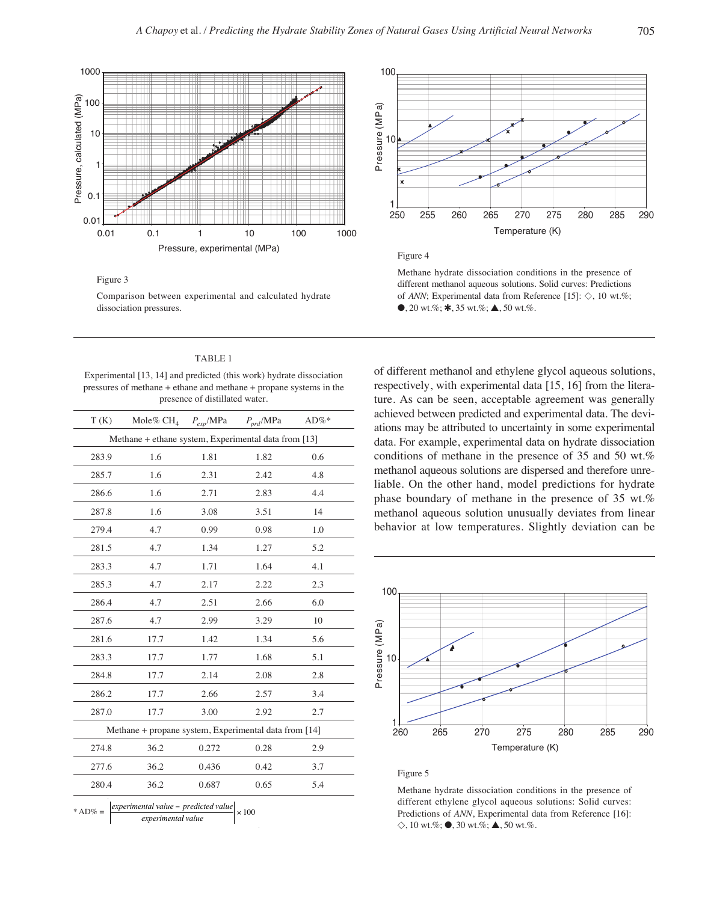Figure 3

Comparison between experimental and calculated hydrate dissociation pressures.

Figure 4

Methane hydrate dissociation conditions in the presence of different methanol aqueous solutions. Solid curves: Predictions of *ANN*; Experimental data from Reference [15]: ◇, 10 wt.%; ●, 20 wt.%; ✱, 35 wt.%; ▲, 50 wt.%.

TABLE 1

Experimental [13, 14] and predicted (this work) hydrate dissociation pressures of methane + ethane and methane + propane systems in the presence of distilled water.

| T (K) | Mole% $CH_4$ | $P_{exp}$/MPa | $P_{prd}$/MPa | AD%* |
|---|---|---|---|---|
| Methane + ethane system, Experimental data from [13] | | | | |
| 283.9 | 1.6 | 1.81 | 1.82 | 0.6 |
| 285.7 | 1.6 | 2.31 | 2.42 | 4.8 |
| 286.6 | 1.6 | 2.71 | 2.83 | 4.4 |
| 287.8 | 1.6 | 3.08 | 3.51 | 14 |
| 279.4 | 4.7 | 0.99 | 0.98 | 1.0 |
| 281.5 | 4.7 | 1.34 | 1.27 | 5.2 |
| 283.3 | 4.7 | 1.71 | 1.64 | 4.1 |
| 285.3 | 4.7 | 2.17 | 2.22 | 2.3 |
| 286.4 | 4.7 | 2.51 | 2.66 | 6.0 |
| 287.6 | 4.7 | 2.99 | 3.29 | 10 |
| 281.6 | 17.7 | 1.42 | 1.34 | 5.6 |
| 283.3 | 17.7 | 1.77 | 1.68 | 5.1 |
| 284.8 | 17.7 | 2.14 | 2.08 | 2.8 |
| 286.2 | 17.7 | 2.66 | 2.57 | 3.4 |
| 287.0 | 17.7 | 3.00 | 2.92 | 2.7 |
| Methane + propane system, Experimental data from [14] | | | | |
| 274.8 | 36.2 | 0.272 | 0.28 | 2.9 |
| 277.6 | 36.2 | 0.436 | 0.42 | 3.7 |
| 280.4 | 36.2 | 0.687 | 0.65 | 5.4 |

$$\text{* AD\%} = \left|\frac{\text{experimental value} - \text{predicted value}}{\text{experimental value}}\right| \times 100$$

of different methanol and ethylene glycol aqueous solutions, respectively, with experimental data [15, 16] from the literature. As can be seen, acceptable agreement was generally achieved between predicted and experimental data. The deviations may be attributed to uncertainty in some experimental data. For example, experimental data on hydrate dissociation conditions of methane in the presence of 35 and 50 wt.% methanol aqueous solutions are dispersed and therefore unreliable. On the other hand, model predictions for hydrate phase boundary of methane in the presence of 35 wt.% methanol aqueous solution unusually deviates from linear behavior at low temperatures. Slightly deviation can be

Figure 5

Methane hydrate dissociation conditions in the presence of different ethylene glycol aqueous solutions: Solid curves: Predictions of *ANN*, Experimental data from Reference [16]: ◇, 10 wt.%; ●, 30 wt.%; ▲, 50 wt.%.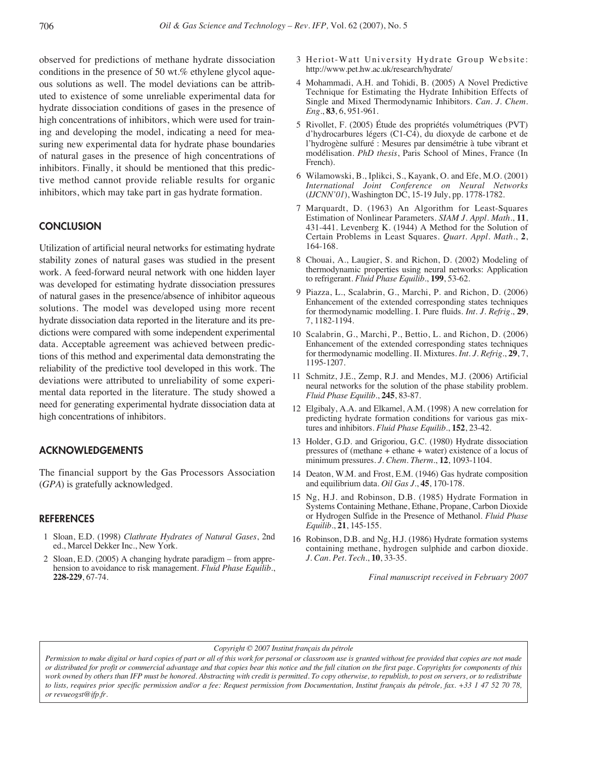observed for predictions of methane hydrate dissociation conditions in the presence of 50 wt.% ethylene glycol aqueous solutions as well. The model deviations can be attributed to existence of some unreliable experimental data for hydrate dissociation conditions of gases in the presence of high concentrations of inhibitors, which were used for training and developing the model, indicating a need for measuring new experimental data for hydrate phase boundaries of natural gases in the presence of high concentrations of inhibitors. Finally, it should be mentioned that this predictive method cannot provide reliable results for organic inhibitors, which may take part in gas hydrate formation.

## CONCLUSION

Utilization of artificial neural networks for estimating hydrate stability zones of natural gases was studied in the present work. A feed-forward neural network with one hidden layer was developed for estimating hydrate dissociation pressures of natural gases in the presence/absence of inhibitor aqueous solutions. The model was developed using more recent hydrate dissociation data reported in the literature and its predictions were compared with some independent experimental data. Acceptable agreement was achieved between predictions of this method and experimental data demonstrating the reliability of the predictive tool developed in this work. The deviations were attributed to unreliability of some experimental data reported in the literature. The study showed a need for generating experimental hydrate dissociation data at high concentrations of inhibitors.

## ACKNOWLEDGEMENTS

The financial support by the Gas Processors Association (*GPA*) is gratefully acknowledged.

## REFERENCES

1 Sloan, E.D. (1998) *Clathrate Hydrates of Natural Gases*, 2nd ed., Marcel Dekker Inc., New York.

2 Sloan, E.D. (2005) A changing hydrate paradigm – from apprehension to avoidance to risk management. *Fluid Phase Equilib.*, **228-229**, 67-74.

3 Heriot-Watt University Hydrate Group Website: http://www.pet.hw.ac.uk/research/hydrate/

4 Mohammadi, A.H. and Tohidi, B. (2005) A Novel Predictive Technique for Estimating the Hydrate Inhibition Effects of Single and Mixed Thermodynamic Inhibitors. *Can. J. Chem. Eng.*, **83**, 6, 951-961.

5 Rivollet, F. (2005) Étude des propriétés volumétriques (PVT) d'hydrocarbures légers (C1-C4), du dioxyde de carbone et de l'hydrogène sulfuré : Mesures par densimétrie à tube vibrant et modélisation. *PhD thesis*, Paris School of Mines, France (In French).

6 Wilamowski, B., Iplikci, S., Kayank, O. and Efe, M.O. (2001) *International Joint Conference on Neural Networks* (*IJCNN'01*), Washington DC, 15-19 July, pp. 1778-1782.

7 Marquardt, D. (1963) An Algorithm for Least-Squares Estimation of Nonlinear Parameters. *SIAM J. Appl. Math.*, **11**, 431-441. Levenberg K. (1944) A Method for the Solution of Certain Problems in Least Squares. *Quart. Appl. Math.*, **2**, 164-168.

8 Chouai, A., Laugier, S. and Richon, D. (2002) Modeling of thermodynamic properties using neural networks: Application to refrigerant. *Fluid Phase Equilib.*, **199**, 53-62.

9 Piazza, L., Scalabrin, G., Marchi, P. and Richon, D. (2006) Enhancement of the extended corresponding states techniques for thermodynamic modelling. I. Pure fluids. *Int. J. Refrig.*, **29**, 7, 1182-1194.

10 Scalabrin, G., Marchi, P., Bettio, L. and Richon, D. (2006) Enhancement of the extended corresponding states techniques for thermodynamic modelling. II. Mixtures. *Int. J. Refrig.*, **29**, 7, 1195-1207.

11 Schmitz, J.E., Zemp, R.J. and Mendes, M.J. (2006) Artificial neural networks for the solution of the phase stability problem. *Fluid Phase Equilib.*, **245**, 83-87.

12 Elgibaly, A.A. and Elkamel, A.M. (1998) A new correlation for predicting hydrate formation conditions for various gas mixtures and inhibitors. *Fluid Phase Equilib.*, **152**, 23-42.

13 Holder, G.D. and Grigoriou, G.C. (1980) Hydrate dissociation pressures of (methane + ethane + water) existence of a locus of minimum pressures. *J. Chem. Therm.*, **12**, 1093-1104.

14 Deaton, W.M. and Frost, E.M. (1946) Gas hydrate composition and equilibrium data. *Oil Gas J.*, **45**, 170-178.

15 Ng, H.J. and Robinson, D.B. (1985) Hydrate Formation in Systems Containing Methane, Ethane, Propane, Carbon Dioxide or Hydrogen Sulfide in the Presence of Methanol. *Fluid Phase Equilib.*, **21**, 145-155.

16 Robinson, D.B. and Ng, H.J. (1986) Hydrate formation systems containing methane, hydrogen sulphide and carbon dioxide. *J. Can. Pet. Tech.*, **10**, 33-35.

*Final manuscript received in February 2007*

*Copyright © 2007 Institut français du pétrole*

*Permission to make digital or hard copies of part or all of this work for personal or classroom use is granted without fee provided that copies are not made or distributed for profit or commercial advantage and that copies bear this notice and the full citation on the first page. Copyrights for components of this work owned by others than IFP must be honored. Abstracting with credit is permitted. To copy otherwise, to republish, to post on servers, or to redistribute to lists, requires prior specific permission and/or a fee: Request permission from Documentation, Institut français du pétrole, fax. +33 1 47 52 70 78, or revueogst@ifp.fr.*